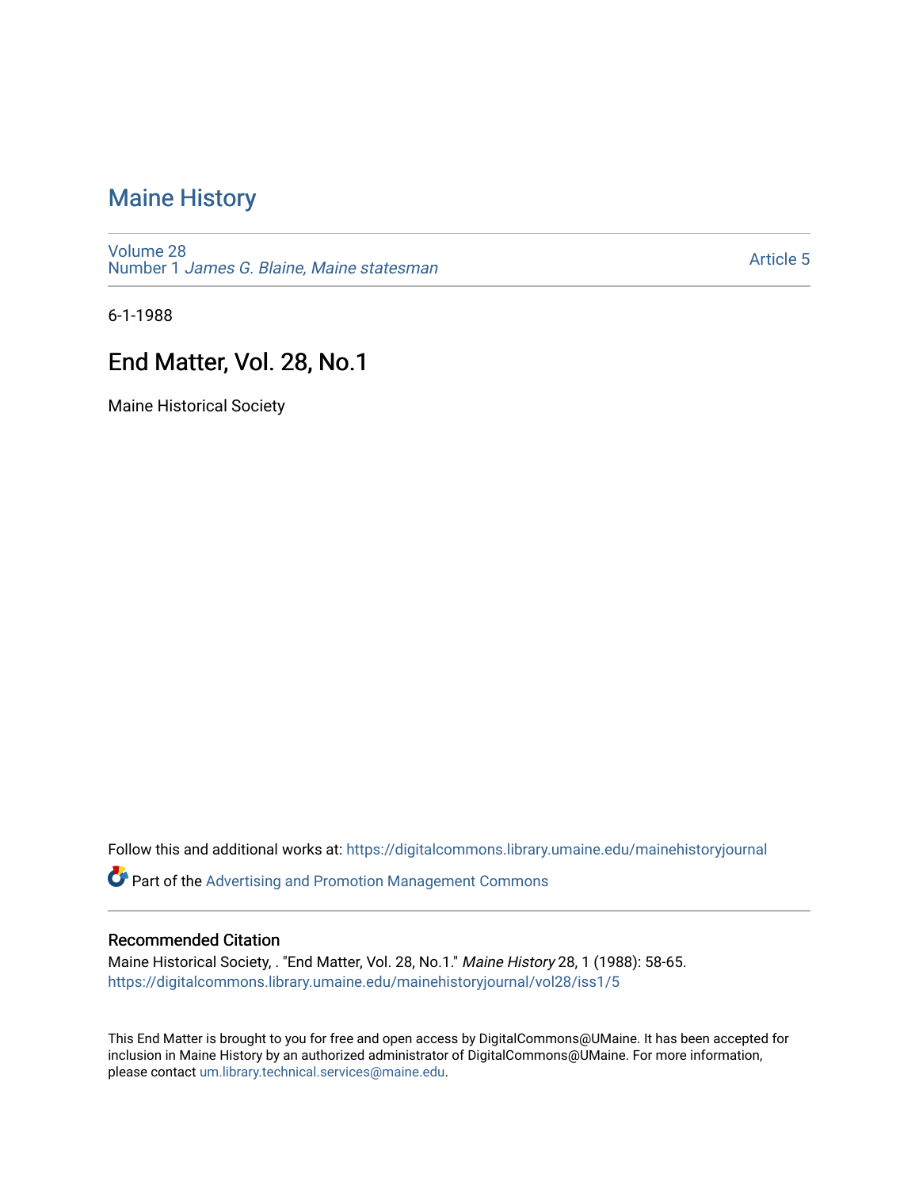# Maine History

Volume 28
Number 1 *James G. Blaine, Maine statesman*

Article 5

6-1-1988

## End Matter, Vol. 28, No.1

Maine Historical Society

Follow this and additional works at: https://digitalcommons.library.umaine.edu/mainehistoryjournal

Part of the Advertising and Promotion Management Commons

### Recommended Citation

Maine Historical Society, . "End Matter, Vol. 28, No.1." *Maine History* 28, 1 (1988): 58-65.
https://digitalcommons.library.umaine.edu/mainehistoryjournal/vol28/iss1/5

This End Matter is brought to you for free and open access by DigitalCommons@UMaine. It has been accepted for inclusion in Maine History by an authorized administrator of DigitalCommons@UMaine. For more information, please contact um.library.technical.services@maine.edu.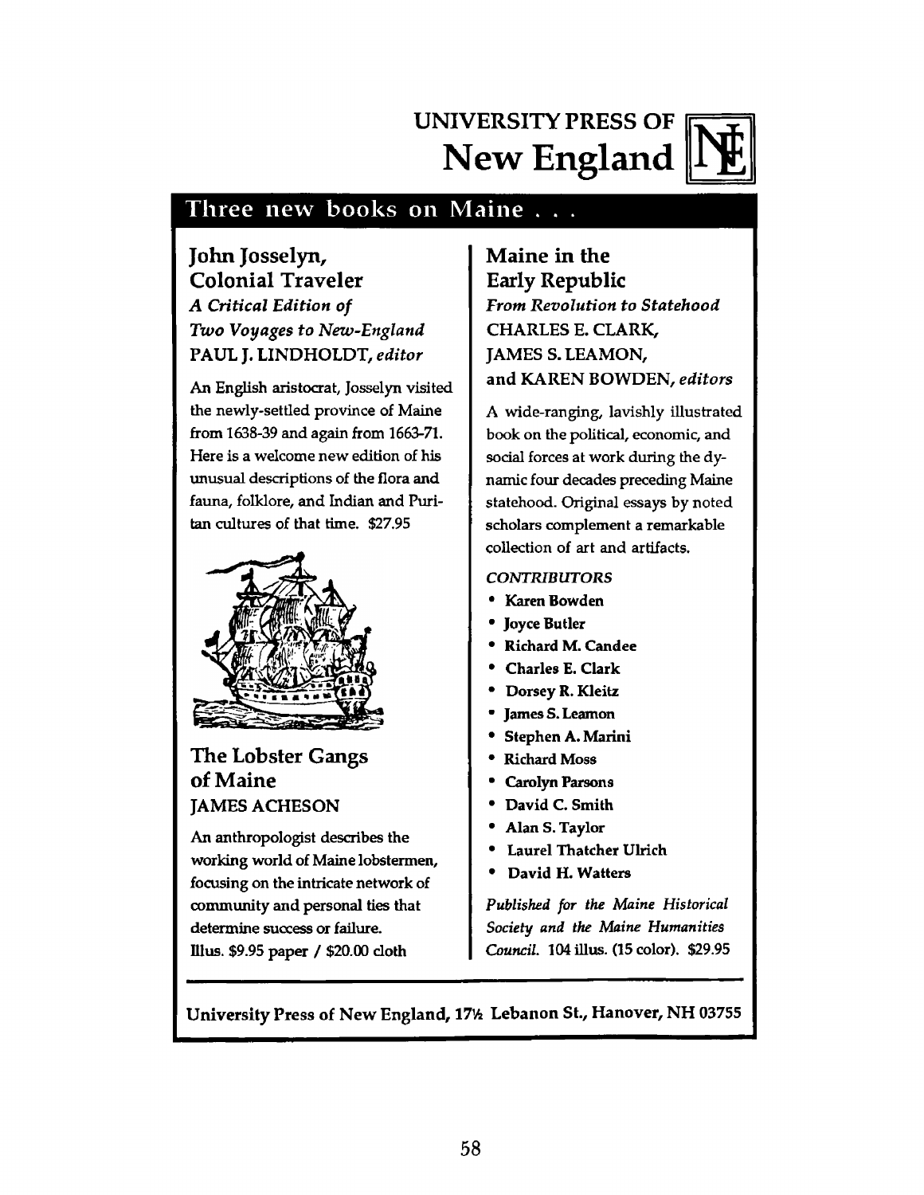# UNIVERSITY PRESS OF New England

## Three new books on Maine . . .

### John Josselyn, Colonial Traveler

***A Critical Edition of Two Voyages to New-England***

PAUL J. LINDHOLDT, *editor*

An English aristocrat, Josselyn visited the newly-settled province of Maine from 1638-39 and again from 1663-71. Here is a welcome new edition of his unusual descriptions of the flora and fauna, folklore, and Indian and Puritan cultures of that time. $27.95

### The Lobster Gangs of Maine

JAMES ACHESON

An anthropologist describes the working world of Maine lobstermen, focusing on the intricate network of community and personal ties that determine success or failure.
Illus. $9.95 paper / $20.00 cloth

### Maine in the Early Republic

***From Revolution to Statehood***

CHARLES E. CLARK, JAMES S. LEAMON, and KAREN BOWDEN, *editors*

A wide-ranging, lavishly illustrated book on the political, economic, and social forces at work during the dynamic four decades preceding Maine statehood. Original essays by noted scholars complement a remarkable collection of art and artifacts.

*CONTRIBUTORS*

- Karen Bowden
- Joyce Butler
- Richard M. Candee
- Charles E. Clark
- Dorsey R. Kleitz
- James S. Leamon
- Stephen A. Marini
- Richard Moss
- Carolyn Parsons
- David C. Smith
- Alan S. Taylor
- Laurel Thatcher Ulrich
- David H. Watters

*Published for the Maine Historical Society and the Maine Humanities Council.* 104 illus. (15 color). $29.95

University Press of New England, 17½ Lebanon St., Hanover, NH 03755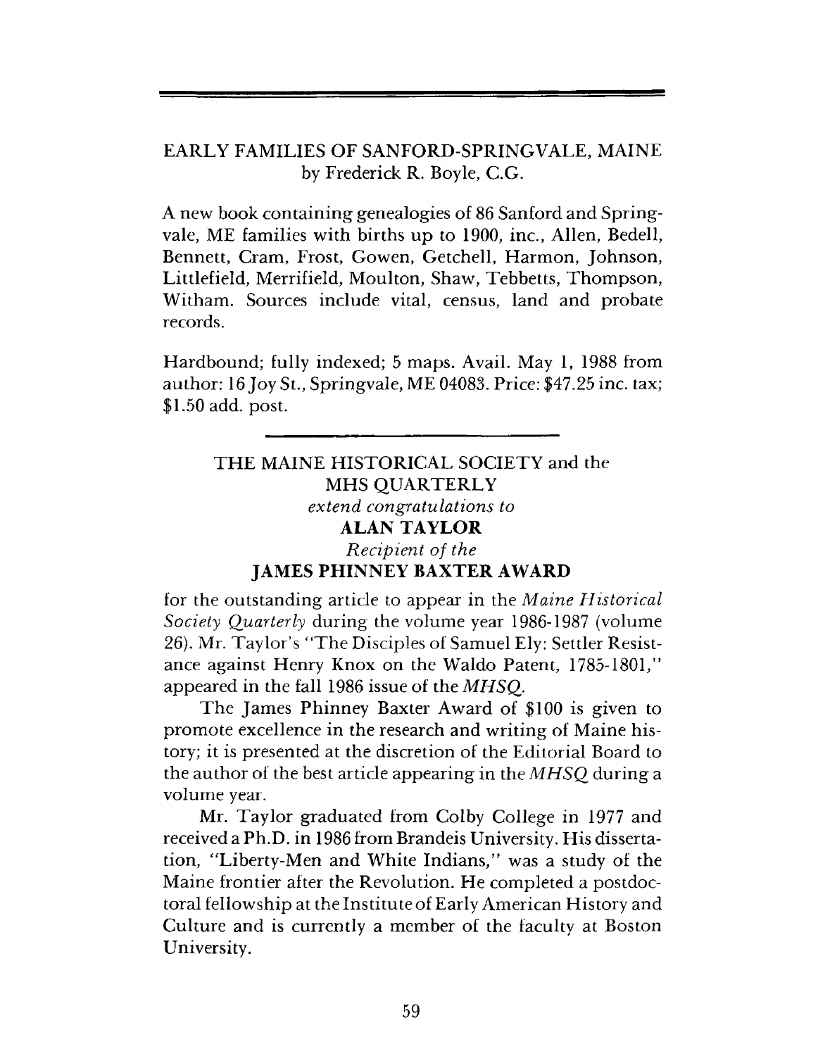## EARLY FAMILIES OF SANFORD-SPRINGVALE, MAINE
by Frederick R. Boyle, C.G.

A new book containing genealogies of 86 Sanford and Springvale, ME families with births up to 1900, inc., Allen, Bedell, Bennett, Cram, Frost, Gowen, Getchell, Harmon, Johnson, Littlefield, Merrifield, Moulton, Shaw, Tebbetts, Thompson, Witham. Sources include vital, census, land and probate records.

Hardbound; fully indexed; 5 maps. Avail. May 1, 1988 from author: 16 Joy St., Springvale, ME 04083. Price: $47.25 inc. tax; $1.50 add. post.

---

THE MAINE HISTORICAL SOCIETY and the
MHS QUARTERLY
*extend congratulations to*
**ALAN TAYLOR**
*Recipient of the*
**JAMES PHINNEY BAXTER AWARD**

for the outstanding article to appear in the *Maine Historical Society Quarterly* during the volume year 1986-1987 (volume 26). Mr. Taylor's "The Disciples of Samuel Ely: Settler Resistance against Henry Knox on the Waldo Patent, 1785-1801," appeared in the fall 1986 issue of the *MHSQ*.

The James Phinney Baxter Award of $100 is given to promote excellence in the research and writing of Maine history; it is presented at the discretion of the Editorial Board to the author of the best article appearing in the *MHSQ* during a volume year.

Mr. Taylor graduated from Colby College in 1977 and received a Ph.D. in 1986 from Brandeis University. His dissertation, "Liberty-Men and White Indians," was a study of the Maine frontier after the Revolution. He completed a postdoctoral fellowship at the Institute of Early American History and Culture and is currently a member of the faculty at Boston University.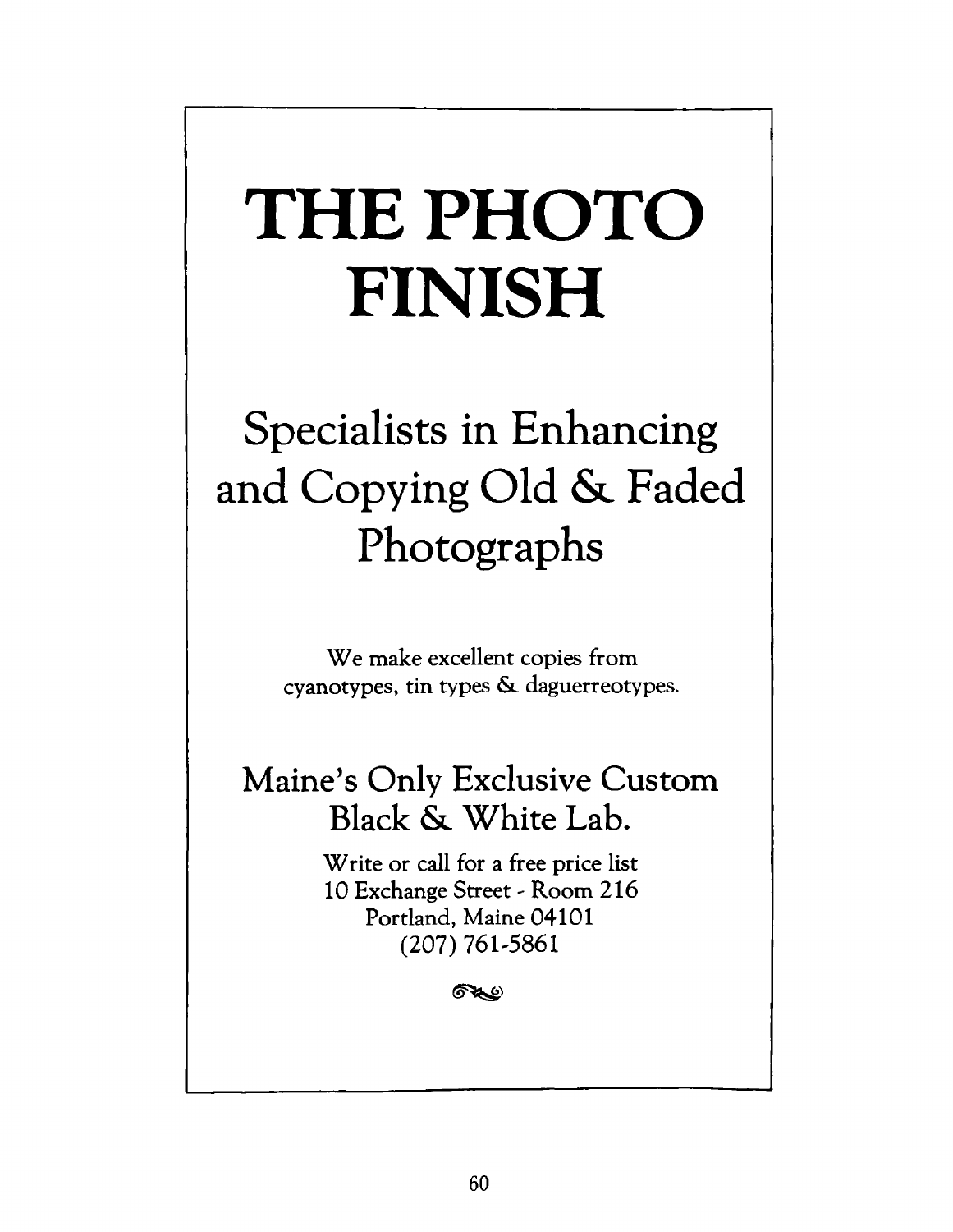# THE PHOTO FINISH

## Specialists in Enhancing and Copying Old & Faded Photographs

We make excellent copies from cyanotypes, tin types & daguerreotypes.

## Maine's Only Exclusive Custom Black & White Lab.

Write or call for a free price list
10 Exchange Street - Room 216
Portland, Maine 04101
(207) 761-5861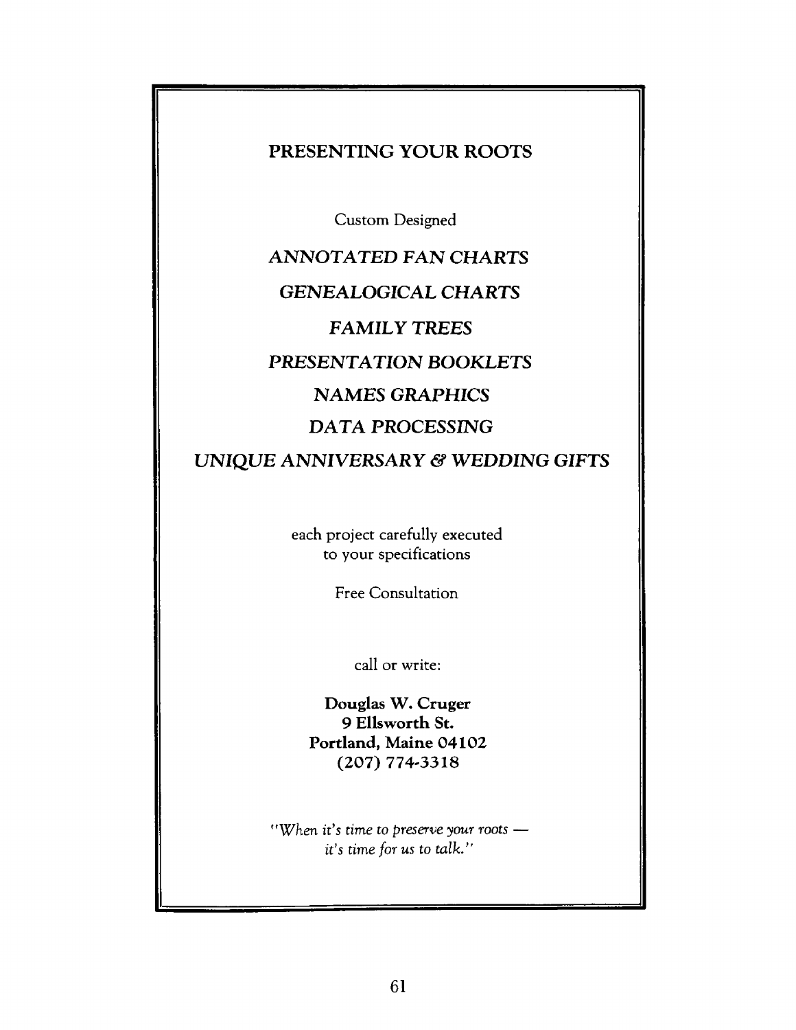## PRESENTING YOUR ROOTS

Custom Designed

*ANNOTATED FAN CHARTS*

*GENEALOGICAL CHARTS*

*FAMILY TREES*

*PRESENTATION BOOKLETS*

*NAMES GRAPHICS*

*DATA PROCESSING*

*UNIQUE ANNIVERSARY & WEDDING GIFTS*

each project carefully executed
to your specifications

Free Consultation

call or write:

**Douglas W. Cruger**
**9 Ellsworth St.**
**Portland, Maine 04102**
**(207) 774-3318**

*"When it's time to preserve your roots — it's time for us to talk."*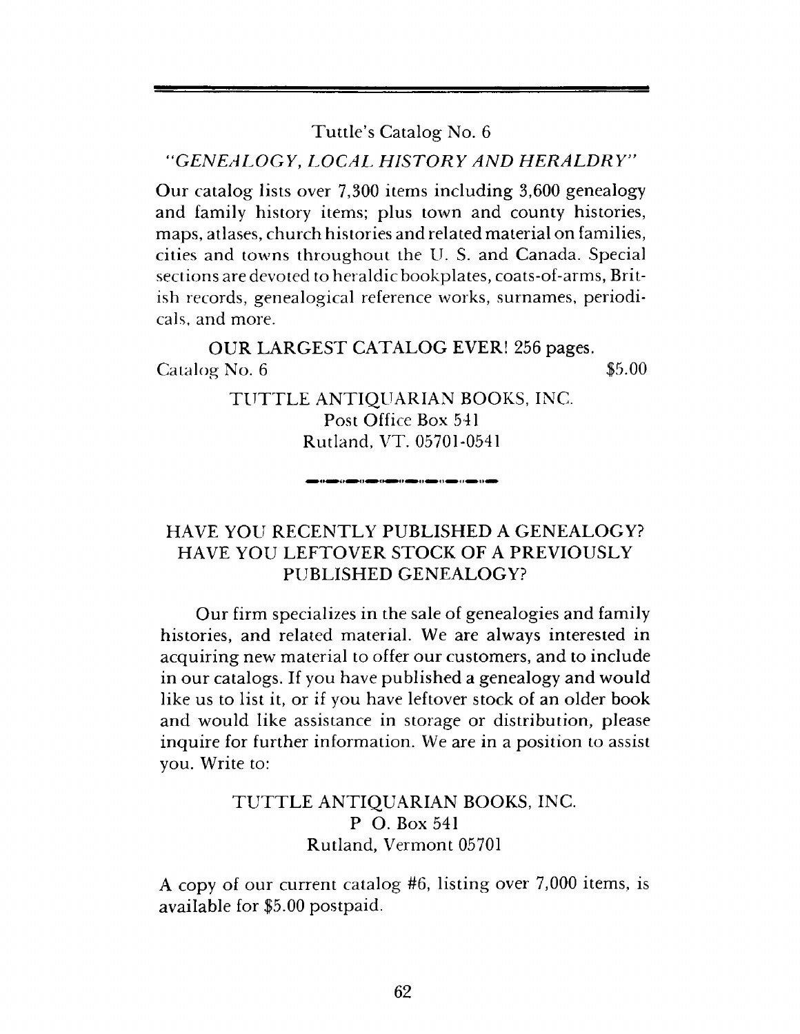Tuttle's Catalog No. 6

*"GENEALOGY, LOCAL HISTORY AND HERALDRY"*

Our catalog lists over 7,300 items including 3,600 genealogy and family history items; plus town and county histories, maps, atlases, church histories and related material on families, cities and towns throughout the U. S. and Canada. Special sections are devoted to heraldic bookplates, coats-of-arms, British records, genealogical reference works, surnames, periodicals, and more.

OUR LARGEST CATALOG EVER! 256 pages.

Catalog No. 6 $5.00

TUTTLE ANTIQUARIAN BOOKS, INC.
Post Office Box 541
Rutland, VT. 05701-0541

---

HAVE YOU RECENTLY PUBLISHED A GENEALOGY?
HAVE YOU LEFTOVER STOCK OF A PREVIOUSLY PUBLISHED GENEALOGY?

Our firm specializes in the sale of genealogies and family histories, and related material. We are always interested in acquiring new material to offer our customers, and to include in our catalogs. If you have published a genealogy and would like us to list it, or if you have leftover stock of an older book and would like assistance in storage or distribution, please inquire for further information. We are in a position to assist you. Write to:

TUTTLE ANTIQUARIAN BOOKS, INC.
P O. Box 541
Rutland, Vermont 05701

A copy of our current catalog #6, listing over 7,000 items, is available for $5.00 postpaid.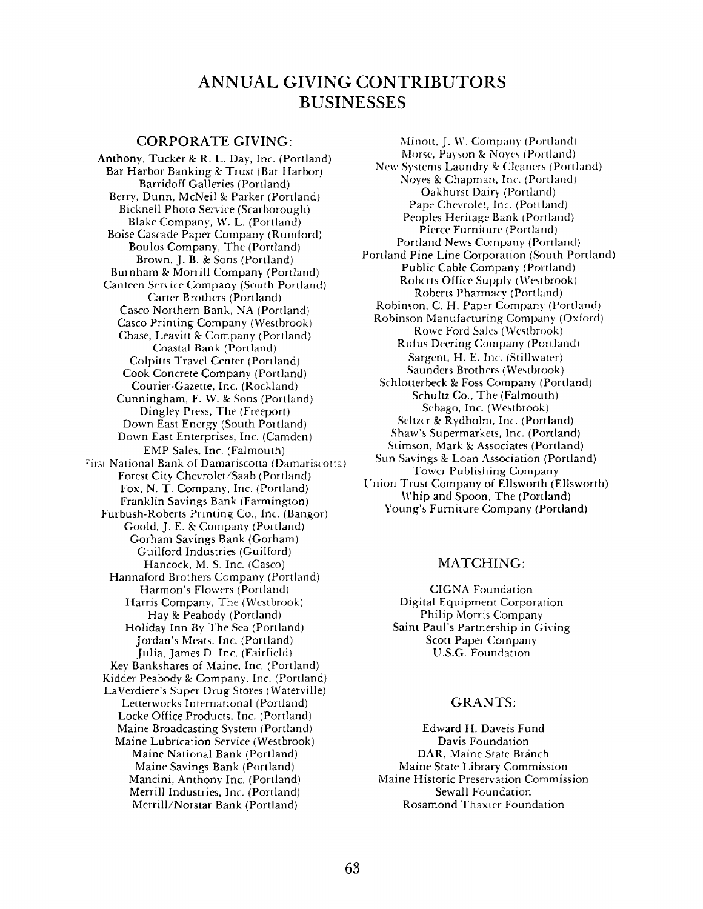# ANNUAL GIVING CONTRIBUTORS
# BUSINESSES

## CORPORATE GIVING:

Anthony, Tucker & R. L. Day, Inc. (Portland)
Bar Harbor Banking & Trust (Bar Harbor)
Barridoff Galleries (Portland)
Berry, Dunn, McNeil & Parker (Portland)
Bicknell Photo Service (Scarborough)
Blake Company, W. L. (Portland)
Boise Cascade Paper Company (Rumford)
Boulos Company, The (Portland)
Brown, J. B. & Sons (Portland)
Burnham & Morrill Company (Portland)
Canteen Service Company (South Portland)
Carter Brothers (Portland)
Casco Northern Bank, NA (Portland)
Casco Printing Company (Westbrook)
Chase, Leavitt & Company (Portland)
Coastal Bank (Portland)
Colpitts Travel Center (Portland)
Cook Concrete Company (Portland)
Courier-Gazette, Inc. (Rockland)
Cunningham, F. W. & Sons (Portland)
Dingley Press, The (Freeport)
Down East Energy (South Portland)
Down East Enterprises, Inc. (Camden)
EMP Sales, Inc. (Falmouth)
First National Bank of Damariscotta (Damariscotta)
Forest City Chevrolet/Saab (Portland)
Fox, N. T. Company, Inc. (Portland)
Franklin Savings Bank (Farmington)
Furbush-Roberts Printing Co., Inc. (Bangor)
Goold, J. E. & Company (Portland)
Gorham Savings Bank (Gorham)
Guilford Industries (Guilford)
Hancock, M. S. Inc. (Casco)
Hannaford Brothers Company (Portland)
Harmon's Flowers (Portland)
Harris Company, The (Westbrook)
Hay & Peabody (Portland)
Holiday Inn By The Sea (Portland)
Jordan's Meats, Inc. (Portland)
Julia, James D. Inc. (Fairfield)
Key Bankshares of Maine, Inc. (Portland)
Kidder Peabody & Company, Inc. (Portland)
LaVerdiere's Super Drug Stores (Waterville)
Letterworks International (Portland)
Locke Office Products, Inc. (Portland)
Maine Broadcasting System (Portland)
Maine Lubrication Service (Westbrook)
Maine National Bank (Portland)
Maine Savings Bank (Portland)
Mancini, Anthony Inc. (Portland)
Merrill Industries, Inc. (Portland)
Merrill/Norstar Bank (Portland)
Minott, J. W. Company (Portland)
Morse, Payson & Noyes (Portland)
New Systems Laundry & Cleaners (Portland)
Noyes & Chapman, Inc. (Portland)
Oakhurst Dairy (Portland)
Pape Chevrolet, Inc. (Portland)
Peoples Heritage Bank (Portland)
Pierce Furniture (Portland)
Portland News Company (Portland)
Portland Pine Line Corporation (South Portland)
Public Cable Company (Portland)
Roberts Office Supply (Westbrook)
Roberts Pharmacy (Portland)
Robinson, C. H. Paper Company (Portland)
Robinson Manufacturing Company (Oxford)
Rowe Ford Sales (Westbrook)
Rufus Deering Company (Portland)
Sargent, H. E. Inc. (Stillwater)
Saunders Brothers (Westbrook)
Schlotterbeck & Foss Company (Portland)
Schultz Co., The (Falmouth)
Sebago, Inc. (Westbrook)
Seltzer & Rydholm, Inc. (Portland)
Shaw's Supermarkets, Inc. (Portland)
Stimson, Mark & Associates (Portland)
Sun Savings & Loan Association (Portland)
Tower Publishing Company
Union Trust Company of Ellsworth (Ellsworth)
Whip and Spoon, The (Portland)
Young's Furniture Company (Portland)

## MATCHING:

CIGNA Foundation
Digital Equipment Corporation
Philip Morris Company
Saint Paul's Partnership in Giving
Scott Paper Company
U.S.G. Foundation

## GRANTS:

Edward H. Daveis Fund
Davis Foundation
DAR, Maine State Branch
Maine State Library Commission
Maine Historic Preservation Commission
Sewall Foundation
Rosamond Thaxter Foundation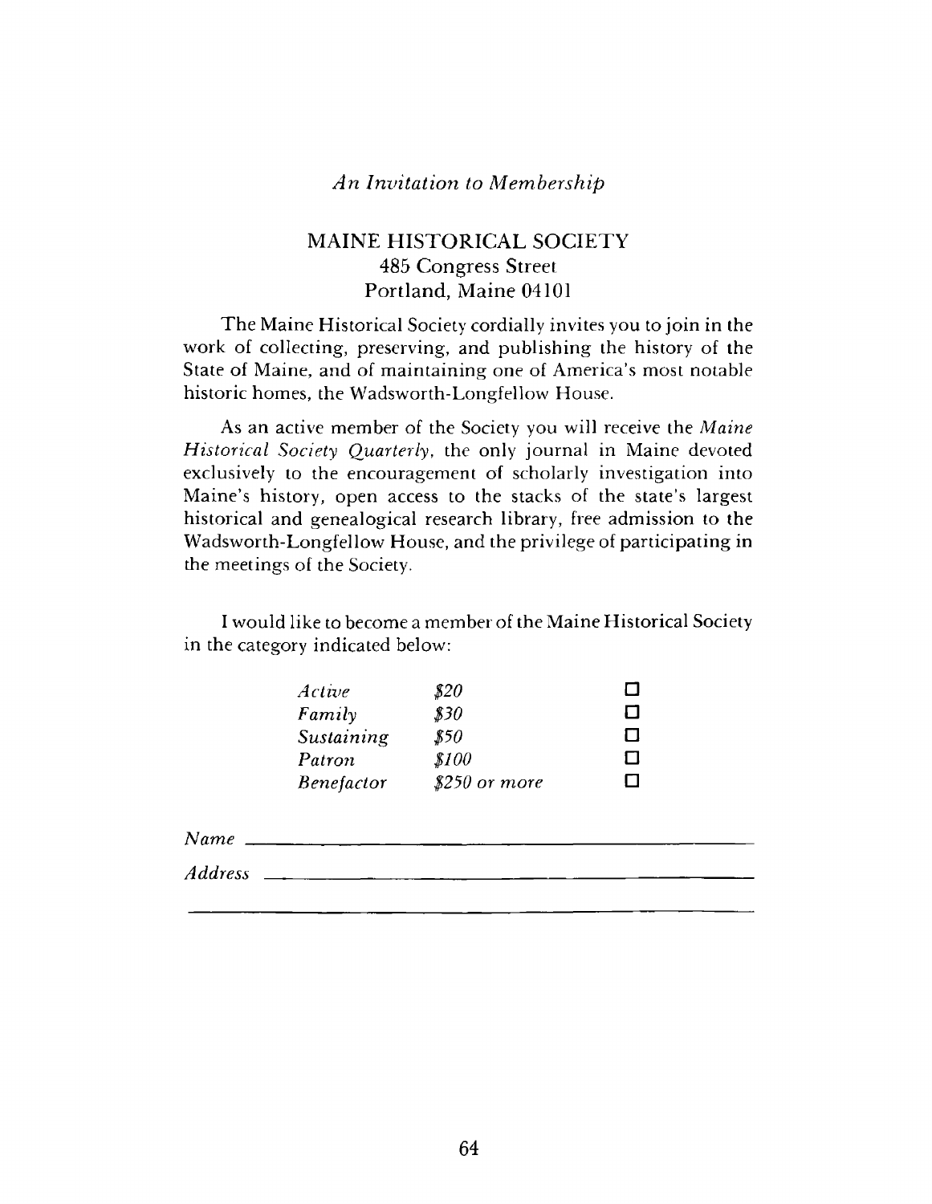*An Invitation to Membership*

## MAINE HISTORICAL SOCIETY

485 Congress Street
Portland, Maine 04101

The Maine Historical Society cordially invites you to join in the work of collecting, preserving, and publishing the history of the State of Maine, and of maintaining one of America's most notable historic homes, the Wadsworth-Longfellow House.

As an active member of the Society you will receive the *Maine Historical Society Quarterly*, the only journal in Maine devoted exclusively to the encouragement of scholarly investigation into Maine's history, open access to the stacks of the state's largest historical and genealogical research library, free admission to the Wadsworth-Longfellow House, and the privilege of participating in the meetings of the Society.

I would like to become a member of the Maine Historical Society in the category indicated below:

| | | |
|---|---|---|
| *Active* | *$20* | ☐ |
| *Family* | *$30* | ☐ |
| *Sustaining* | *$50* | ☐ |
| *Patron* | *$100* | ☐ |
| *Benefactor* | *$250 or more* | ☐ |

*Name* ______________________________________________

*Address* ____________________________________________

_____________________________________________________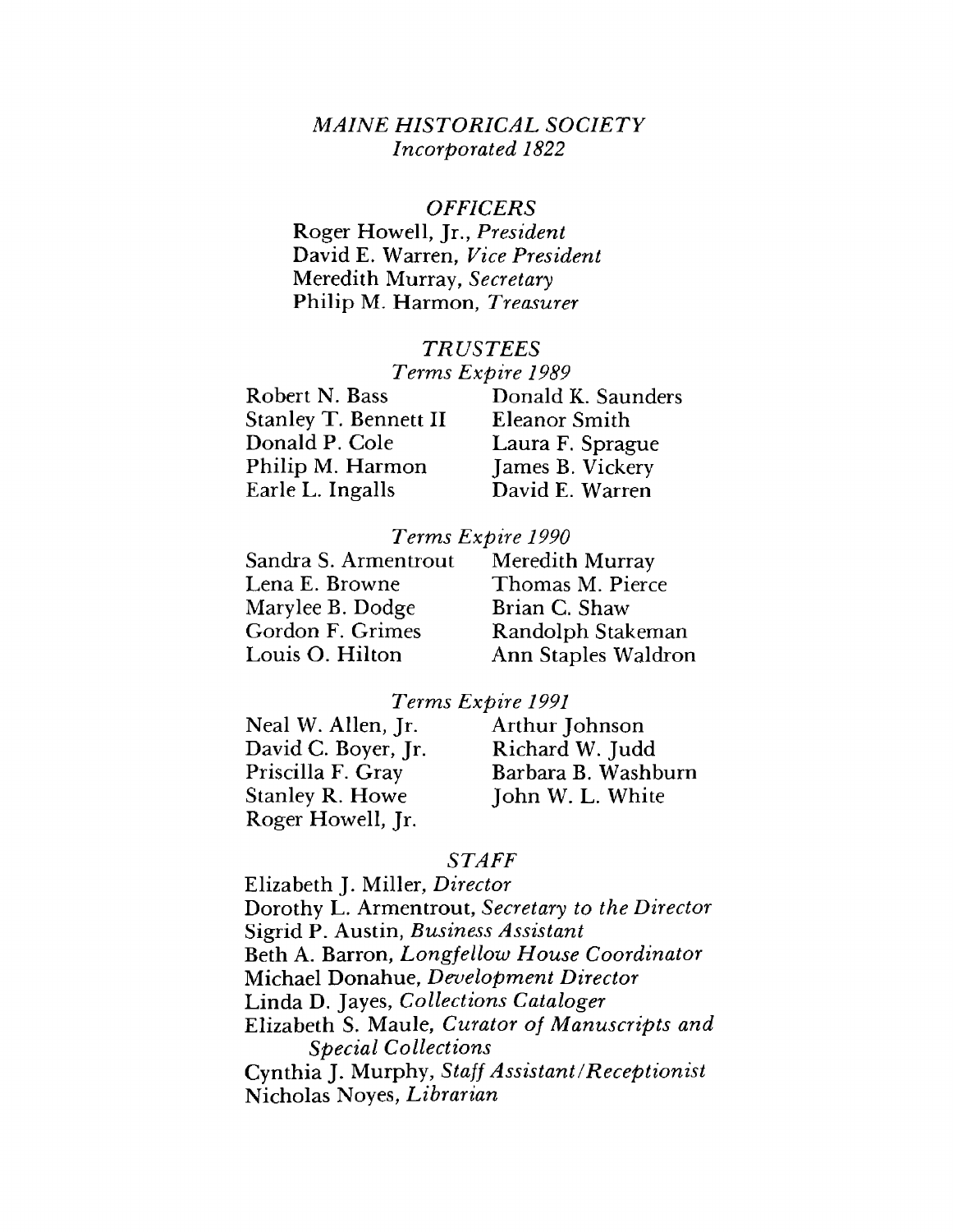*MAINE HISTORICAL SOCIETY*
*Incorporated 1822*

*OFFICERS*

Roger Howell, Jr., *President*
David E. Warren, *Vice President*
Meredith Murray, *Secretary*
Philip M. Harmon, *Treasurer*

*TRUSTEES*

*Terms Expire 1989*

| | |
|---|---|
| Robert N. Bass | Donald K. Saunders |
| Stanley T. Bennett II | Eleanor Smith |
| Donald P. Cole | Laura F. Sprague |
| Philip M. Harmon | James B. Vickery |
| Earle L. Ingalls | David E. Warren |

*Terms Expire 1990*

| | |
|---|---|
| Sandra S. Armentrout | Meredith Murray |
| Lena E. Browne | Thomas M. Pierce |
| Marylee B. Dodge | Brian C. Shaw |
| Gordon F. Grimes | Randolph Stakeman |
| Louis O. Hilton | Ann Staples Waldron |

*Terms Expire 1991*

| | |
|---|---|
| Neal W. Allen, Jr. | Arthur Johnson |
| David C. Boyer, Jr. | Richard W. Judd |
| Priscilla F. Gray | Barbara B. Washburn |
| Stanley R. Howe | John W. L. White |
| Roger Howell, Jr. | |

*STAFF*

Elizabeth J. Miller, *Director*
Dorothy L. Armentrout, *Secretary to the Director*
Sigrid P. Austin, *Business Assistant*
Beth A. Barron, *Longfellow House Coordinator*
Michael Donahue, *Development Director*
Linda D. Jayes, *Collections Cataloger*
Elizabeth S. Maule, *Curator of Manuscripts and Special Collections*
Cynthia J. Murphy, *Staff Assistant/Receptionist*
Nicholas Noyes, *Librarian*